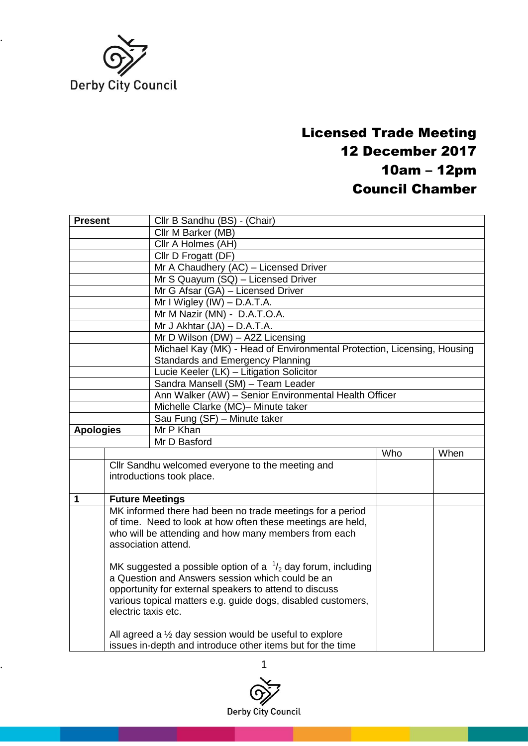# Licensed Trade Meeting
## 12 December 2017
## 10am – 12pm
## Council Chamber

| | |
|---|---|
| **Present** | Cllr B Sandhu (BS) - (Chair) |
| | Cllr M Barker (MB) |
| | Cllr A Holmes (AH) |
| | Cllr D Frogatt (DF) |
| | Mr A Chaudhery (AC) – Licensed Driver |
| | Mr S Quayum (SQ) – Licensed Driver |
| | Mr G Afsar (GA) – Licensed Driver |
| | Mr I Wigley (IW) – D.A.T.A. |
| | Mr M Nazir (MN) - D.A.T.O.A. |
| | Mr J Akhtar (JA) – D.A.T.A. |
| | Mr D Wilson (DW) – A2Z Licensing |
| | Michael Kay (MK) - Head of Environmental Protection, Licensing, Housing Standards and Emergency Planning |
| | Lucie Keeler (LK) – Litigation Solicitor |
| | Sandra Mansell (SM) – Team Leader |
| | Ann Walker (AW) – Senior Environmental Health Officer |
| | Michelle Clarke (MC)– Minute taker |
| | Sau Fung (SF) – Minute taker |
| **Apologies** | Mr P Khan |
| | Mr D Basford |

| | | Who | When |
|---|---|---|---|
| | Cllr Sandhu welcomed everyone to the meeting and introductions took place. | | |
| **1** | **Future Meetings** | | |
| | MK informed there had been no trade meetings for a period of time. Need to look at how often these meetings are held, who will be attending and how many members from each association attend.<br><br>MK suggested a possible option of a ½ day forum, including a Question and Answers session which could be an opportunity for external speakers to attend to discuss various topical matters e.g. guide dogs, disabled customers, electric taxis etc.<br><br>All agreed a ½ day session would be useful to explore issues in-depth and introduce other items but for the time | | |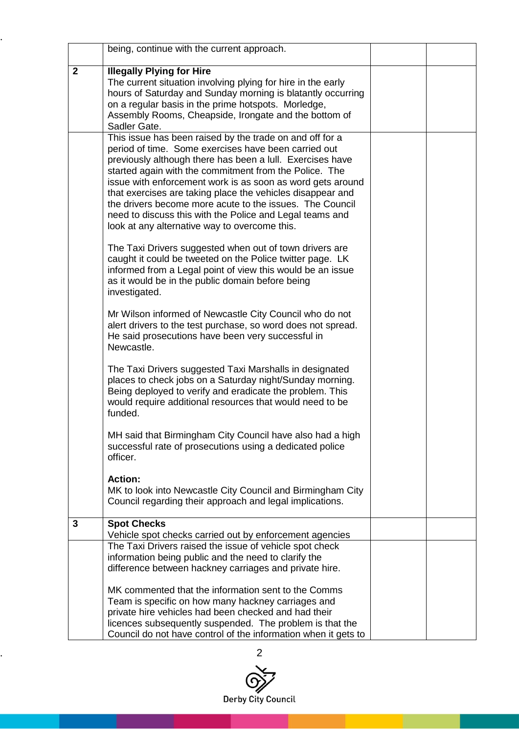| | | | |
|---|---|---|---|
| | being, continue with the current approach. | | |
| **2** | **Illegally Plying for Hire**<br>The current situation involving plying for hire in the early hours of Saturday and Sunday morning is blatantly occurring on a regular basis in the prime hotspots. Morledge, Assembly Rooms, Cheapside, Irongate and the bottom of Sadler Gate. | | |
| | This issue has been raised by the trade on and off for a period of time. Some exercises have been carried out previously although there has been a lull. Exercises have started again with the commitment from the Police. The issue with enforcement work is as soon as word gets around that exercises are taking place the vehicles disappear and the drivers become more acute to the issues. The Council need to discuss this with the Police and Legal teams and look at any alternative way to overcome this.<br><br>The Taxi Drivers suggested when out of town drivers are caught it could be tweeted on the Police twitter page. LK informed from a Legal point of view this would be an issue as it would be in the public domain before being investigated.<br><br>Mr Wilson informed of Newcastle City Council who do not alert drivers to the test purchase, so word does not spread. He said prosecutions have been very successful in Newcastle.<br><br>The Taxi Drivers suggested Taxi Marshalls in designated places to check jobs on a Saturday night/Sunday morning. Being deployed to verify and eradicate the problem. This would require additional resources that would need to be funded.<br><br>MH said that Birmingham City Council have also had a high successful rate of prosecutions using a dedicated police officer.<br><br>**Action:**<br>MK to look into Newcastle City Council and Birmingham City Council regarding their approach and legal implications. | | |
| **3** | **Spot Checks**<br>Vehicle spot checks carried out by enforcement agencies | | |
| | The Taxi Drivers raised the issue of vehicle spot check information being public and the need to clarify the difference between hackney carriages and private hire.<br><br>MK commented that the information sent to the Comms Team is specific on how many hackney carriages and private hire vehicles had been checked and had their licences subsequently suspended. The problem is that the Council do not have control of the information when it gets to | | |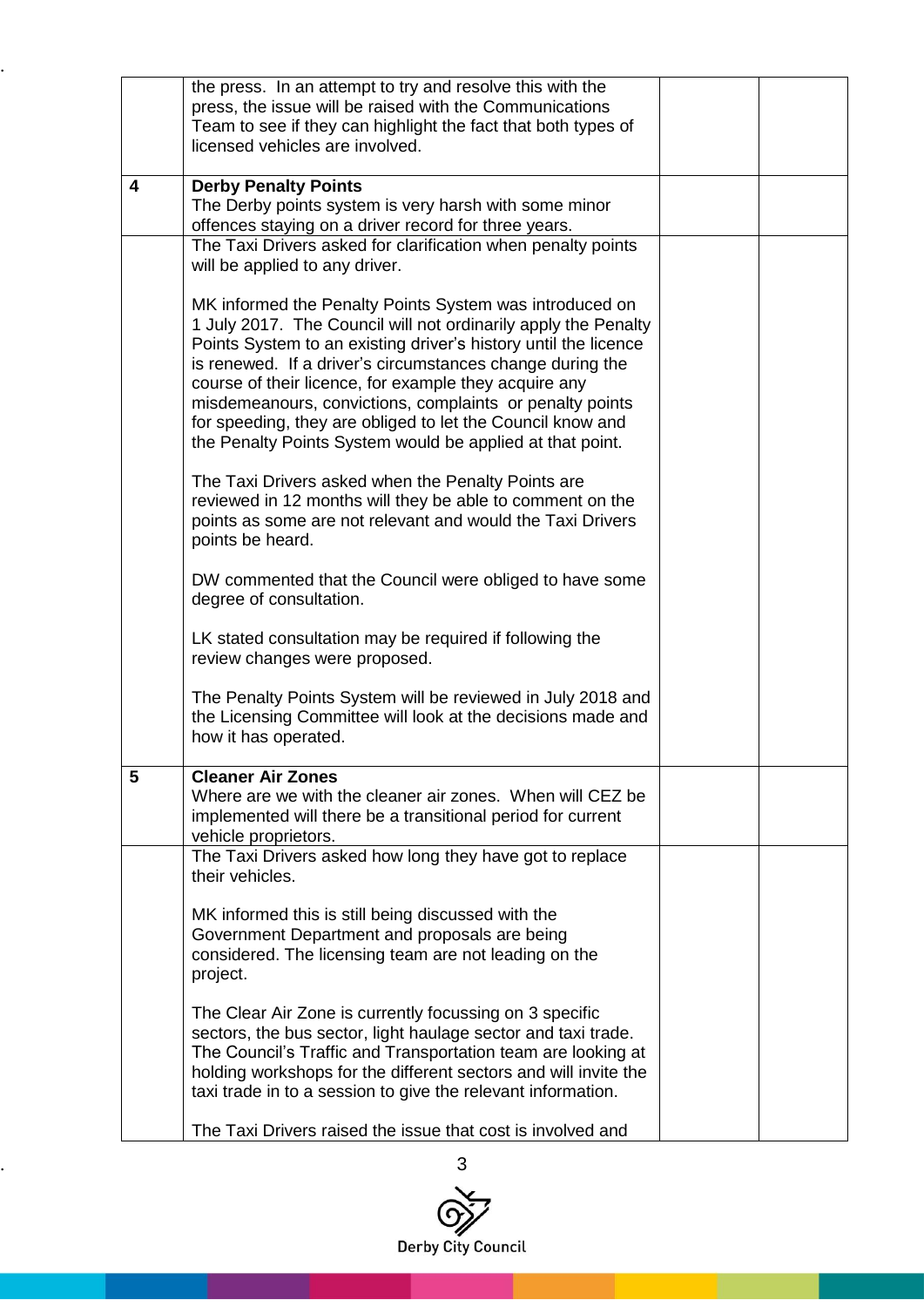|  |  |  |  |
|---|---|---|---|
|  | the press. In an attempt to try and resolve this with the press, the issue will be raised with the Communications Team to see if they can highlight the fact that both types of licensed vehicles are involved. |  |  |
| 4 | **Derby Penalty Points**<br>The Derby points system is very harsh with some minor offences staying on a driver record for three years. |  |  |
|  | The Taxi Drivers asked for clarification when penalty points will be applied to any driver.<br><br>MK informed the Penalty Points System was introduced on 1 July 2017. The Council will not ordinarily apply the Penalty Points System to an existing driver's history until the licence is renewed. If a driver's circumstances change during the course of their licence, for example they acquire any misdemeanours, convictions, complaints or penalty points for speeding, they are obliged to let the Council know and the Penalty Points System would be applied at that point.<br><br>The Taxi Drivers asked when the Penalty Points are reviewed in 12 months will they be able to comment on the points as some are not relevant and would the Taxi Drivers points be heard.<br><br>DW commented that the Council were obliged to have some degree of consultation.<br><br>LK stated consultation may be required if following the review changes were proposed.<br><br>The Penalty Points System will be reviewed in July 2018 and the Licensing Committee will look at the decisions made and how it has operated. |  |  |
| 5 | **Cleaner Air Zones**<br>Where are we with the cleaner air zones. When will CEZ be implemented will there be a transitional period for current vehicle proprietors. |  |  |
|  | The Taxi Drivers asked how long they have got to replace their vehicles.<br><br>MK informed this is still being discussed with the Government Department and proposals are being considered. The licensing team are not leading on the project.<br><br>The Clear Air Zone is currently focussing on 3 specific sectors, the bus sector, light haulage sector and taxi trade. The Council's Traffic and Transportation team are looking at holding workshops for the different sectors and will invite the taxi trade in to a session to give the relevant information.<br><br>The Taxi Drivers raised the issue that cost is involved and |  |  |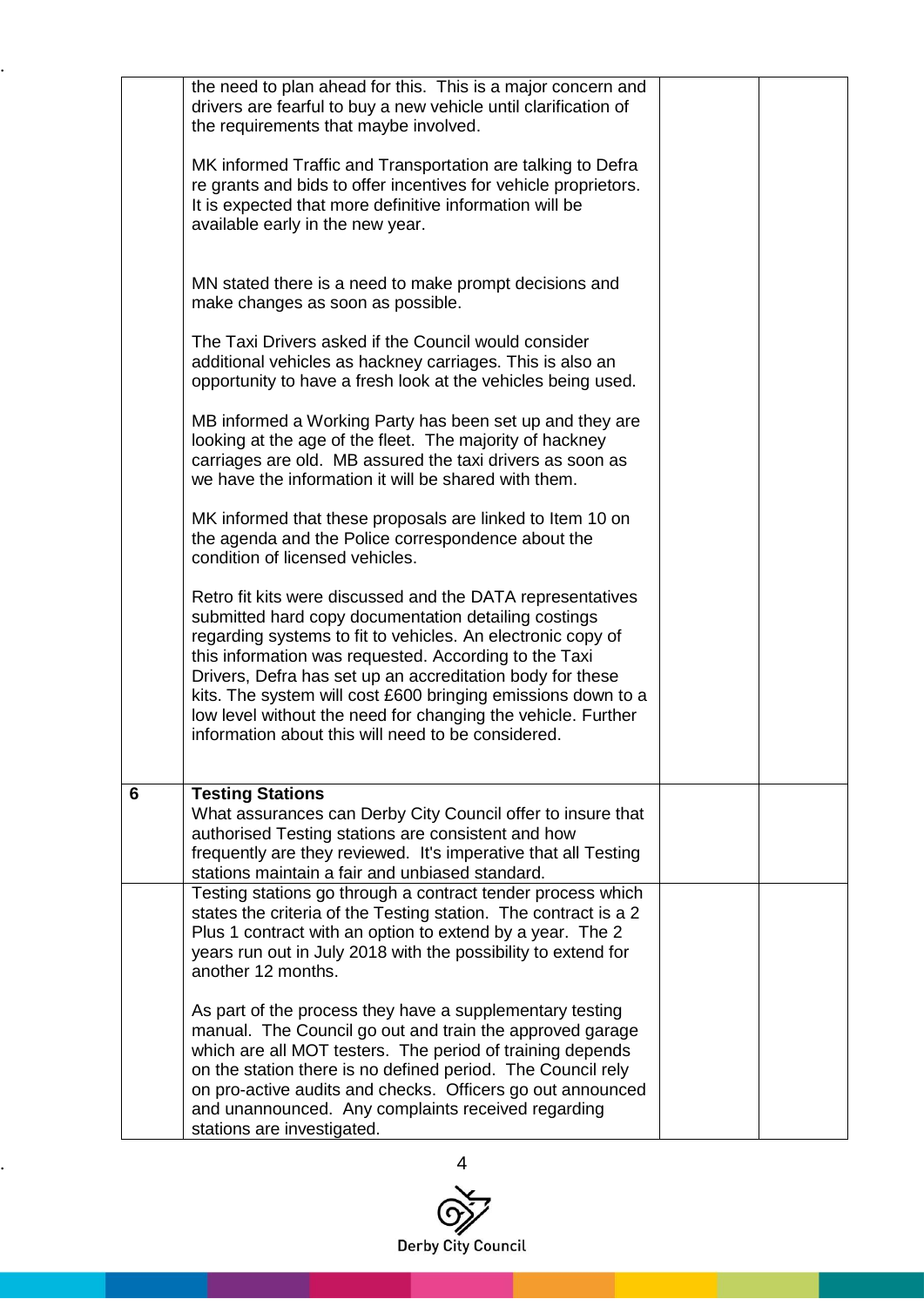| | | | |
|---|---|---|---|
| | the need to plan ahead for this. This is a major concern and drivers are fearful to buy a new vehicle until clarification of the requirements that maybe involved.<br><br>MK informed Traffic and Transportation are talking to Defra re grants and bids to offer incentives for vehicle proprietors. It is expected that more definitive information will be available early in the new year.<br><br>MN stated there is a need to make prompt decisions and make changes as soon as possible.<br><br>The Taxi Drivers asked if the Council would consider additional vehicles as hackney carriages. This is also an opportunity to have a fresh look at the vehicles being used.<br><br>MB informed a Working Party has been set up and they are looking at the age of the fleet. The majority of hackney carriages are old. MB assured the taxi drivers as soon as we have the information it will be shared with them.<br><br>MK informed that these proposals are linked to Item 10 on the agenda and the Police correspondence about the condition of licensed vehicles.<br><br>Retro fit kits were discussed and the DATA representatives submitted hard copy documentation detailing costings regarding systems to fit to vehicles. An electronic copy of this information was requested. According to the Taxi Drivers, Defra has set up an accreditation body for these kits. The system will cost £600 bringing emissions down to a low level without the need for changing the vehicle. Further information about this will need to be considered. | | |
| **6** | **Testing Stations**<br>What assurances can Derby City Council offer to insure that authorised Testing stations are consistent and how frequently are they reviewed. It's imperative that all Testing stations maintain a fair and unbiased standard. | | |
| | Testing stations go through a contract tender process which states the criteria of the Testing station. The contract is a 2 Plus 1 contract with an option to extend by a year. The 2 years run out in July 2018 with the possibility to extend for another 12 months.<br><br>As part of the process they have a supplementary testing manual. The Council go out and train the approved garage which are all MOT testers. The period of training depends on the station there is no defined period. The Council rely on pro-active audits and checks. Officers go out announced and unannounced. Any complaints received regarding stations are investigated. | | |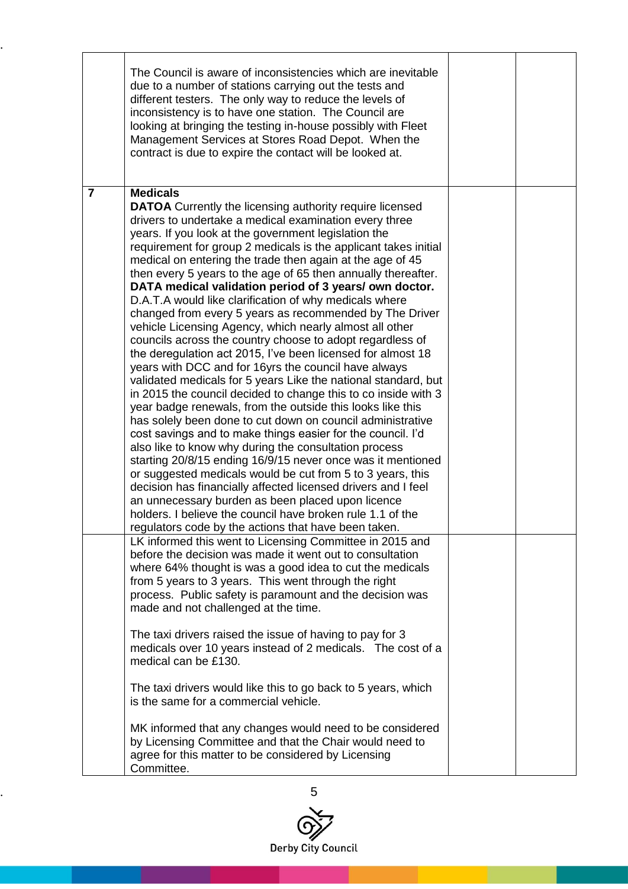| | | | |
|---|---|---|---|
| | The Council is aware of inconsistencies which are inevitable due to a number of stations carrying out the tests and different testers. The only way to reduce the levels of inconsistency is to have one station. The Council are looking at bringing the testing in-house possibly with Fleet Management Services at Stores Road Depot. When the contract is due to expire the contact will be looked at. | | |
| **7** | **Medicals**<br>**DATOA** Currently the licensing authority require licensed drivers to undertake a medical examination every three years. If you look at the government legislation the requirement for group 2 medicals is the applicant takes initial medical on entering the trade then again at the age of 45 then every 5 years to the age of 65 then annually thereafter.<br>**DATA medical validation period of 3 years/ own doctor.**<br>D.A.T.A would like clarification of why medicals where changed from every 5 years as recommended by The Driver vehicle Licensing Agency, which nearly almost all other councils across the country choose to adopt regardless of the deregulation act 2015, I've been licensed for almost 18 years with DCC and for 16yrs the council have always validated medicals for 5 years Like the national standard, but in 2015 the council decided to change this to co inside with 3 year badge renewals, from the outside this looks like this has solely been done to cut down on council administrative cost savings and to make things easier for the council. I'd also like to know why during the consultation process starting 20/8/15 ending 16/9/15 never once was it mentioned or suggested medicals would be cut from 5 to 3 years, this decision has financially affected licensed drivers and I feel an unnecessary burden as been placed upon licence holders. I believe the council have broken rule 1.1 of the regulators code by the actions that have been taken. | | |
| | LK informed this went to Licensing Committee in 2015 and before the decision was made it went out to consultation where 64% thought is was a good idea to cut the medicals from 5 years to 3 years. This went through the right process. Public safety is paramount and the decision was made and not challenged at the time.<br><br>The taxi drivers raised the issue of having to pay for 3 medicals over 10 years instead of 2 medicals. The cost of a medical can be £130.<br><br>The taxi drivers would like this to go back to 5 years, which is the same for a commercial vehicle.<br><br>MK informed that any changes would need to be considered by Licensing Committee and that the Chair would need to agree for this matter to be considered by Licensing Committee. | | |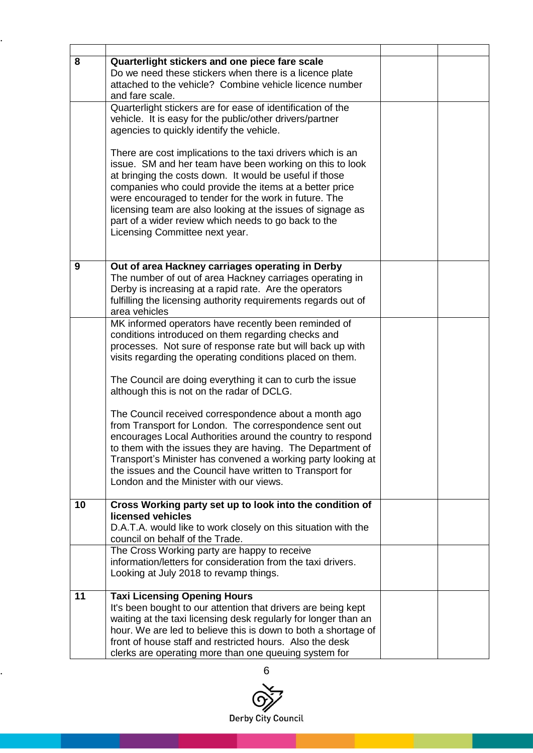| | | | |
|---|---|---|---|
| 8 | **Quarterlight stickers and one piece fare scale**<br>Do we need these stickers when there is a licence plate attached to the vehicle? Combine vehicle licence number and fare scale. | | |
| | Quarterlight stickers are for ease of identification of the vehicle. It is easy for the public/other drivers/partner agencies to quickly identify the vehicle.<br><br>There are cost implications to the taxi drivers which is an issue. SM and her team have been working on this to look at bringing the costs down. It would be useful if those companies who could provide the items at a better price were encouraged to tender for the work in future. The licensing team are also looking at the issues of signage as part of a wider review which needs to go back to the Licensing Committee next year. | | |
| 9 | **Out of area Hackney carriages operating in Derby**<br>The number of out of area Hackney carriages operating in Derby is increasing at a rapid rate. Are the operators fulfilling the licensing authority requirements regards out of area vehicles | | |
| | MK informed operators have recently been reminded of conditions introduced on them regarding checks and processes. Not sure of response rate but will back up with visits regarding the operating conditions placed on them.<br><br>The Council are doing everything it can to curb the issue although this is not on the radar of DCLG.<br><br>The Council received correspondence about a month ago from Transport for London. The correspondence sent out encourages Local Authorities around the country to respond to them with the issues they are having. The Department of Transport's Minister has convened a working party looking at the issues and the Council have written to Transport for London and the Minister with our views. | | |
| 10 | **Cross Working party set up to look into the condition of licensed vehicles**<br>D.A.T.A. would like to work closely on this situation with the council on behalf of the Trade. | | |
| | The Cross Working party are happy to receive information/letters for consideration from the taxi drivers. Looking at July 2018 to revamp things. | | |
| 11 | **Taxi Licensing Opening Hours**<br>It's been bought to our attention that drivers are being kept waiting at the taxi licensing desk regularly for longer than an hour. We are led to believe this is down to both a shortage of front of house staff and restricted hours. Also the desk clerks are operating more than one queuing system for | | |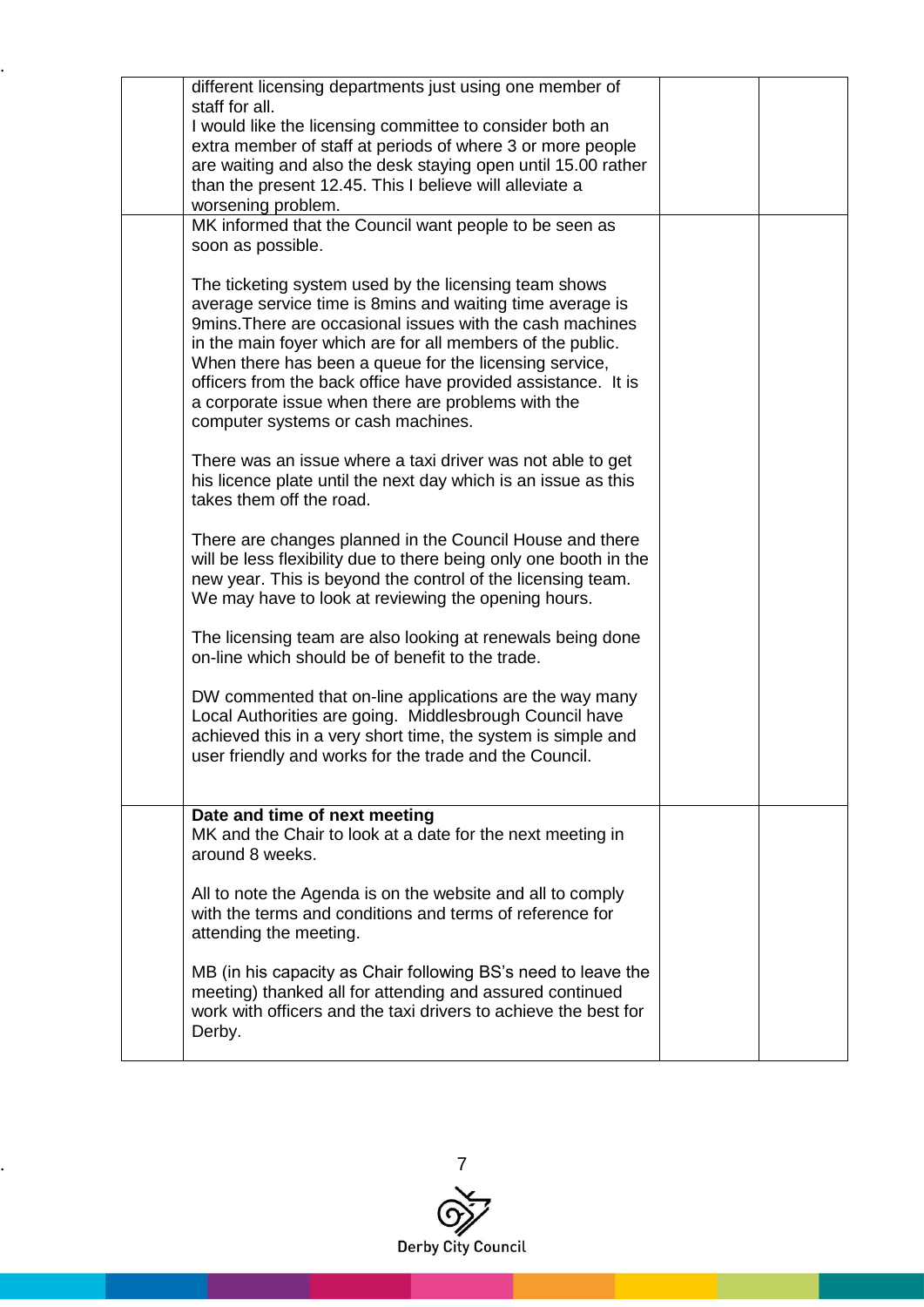| | | | |
|---|---|---|---|
| | different licensing departments just using one member of staff for all.<br>I would like the licensing committee to consider both an extra member of staff at periods of where 3 or more people are waiting and also the desk staying open until 15.00 rather than the present 12.45. This I believe will alleviate a worsening problem. | | |
| | MK informed that the Council want people to be seen as soon as possible.<br><br>The ticketing system used by the licensing team shows average service time is 8mins and waiting time average is 9mins.There are occasional issues with the cash machines in the main foyer which are for all members of the public. When there has been a queue for the licensing service, officers from the back office have provided assistance. It is a corporate issue when there are problems with the computer systems or cash machines.<br><br>There was an issue where a taxi driver was not able to get his licence plate until the next day which is an issue as this takes them off the road.<br><br>There are changes planned in the Council House and there will be less flexibility due to there being only one booth in the new year. This is beyond the control of the licensing team. We may have to look at reviewing the opening hours.<br><br>The licensing team are also looking at renewals being done on-line which should be of benefit to the trade.<br><br>DW commented that on-line applications are the way many Local Authorities are going. Middlesbrough Council have achieved this in a very short time, the system is simple and user friendly and works for the trade and the Council. | | |
| | **Date and time of next meeting**<br>MK and the Chair to look at a date for the next meeting in around 8 weeks.<br><br>All to note the Agenda is on the website and all to comply with the terms and conditions and terms of reference for attending the meeting.<br><br>MB (in his capacity as Chair following BS's need to leave the meeting) thanked all for attending and assured continued work with officers and the taxi drivers to achieve the best for Derby. | | |

Derby City Council